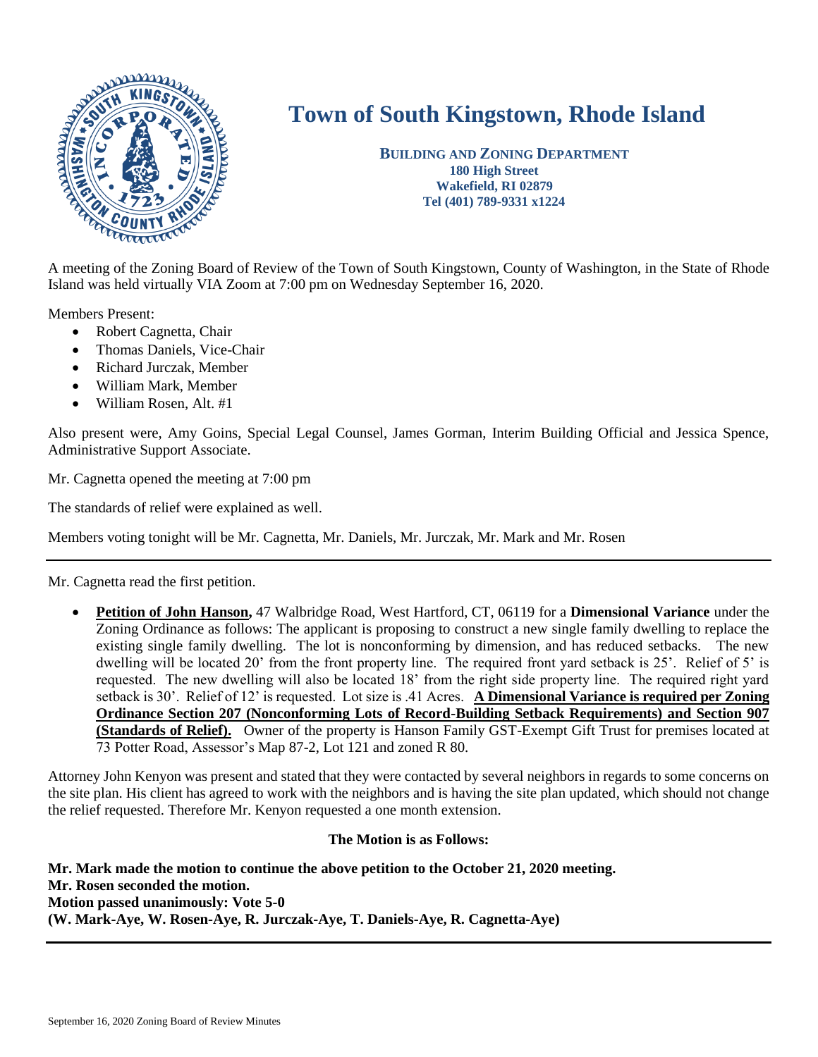# Town of South Kingstown, Rhode Island

**BUILDING AND ZONING DEPARTMENT**
**180 High Street**
**Wakefield, RI 02879**
**Tel (401) 789-9331 x1224**

A meeting of the Zoning Board of Review of the Town of South Kingstown, County of Washington, in the State of Rhode Island was held virtually VIA Zoom at 7:00 pm on Wednesday September 16, 2020.

Members Present:

- Robert Cagnetta, Chair
- Thomas Daniels, Vice-Chair
- Richard Jurczak, Member
- William Mark, Member
- William Rosen, Alt. #1

Also present were, Amy Goins, Special Legal Counsel, James Gorman, Interim Building Official and Jessica Spence, Administrative Support Associate.

Mr. Cagnetta opened the meeting at 7:00 pm

The standards of relief were explained as well.

Members voting tonight will be Mr. Cagnetta, Mr. Daniels, Mr. Jurczak, Mr. Mark and Mr. Rosen

---

Mr. Cagnetta read the first petition.

- **Petition of John Hanson,** 47 Walbridge Road, West Hartford, CT, 06119 for a **Dimensional Variance** under the Zoning Ordinance as follows: The applicant is proposing to construct a new single family dwelling to replace the existing single family dwelling. The lot is nonconforming by dimension, and has reduced setbacks. The new dwelling will be located 20' from the front property line. The required front yard setback is 25'. Relief of 5' is requested. The new dwelling will also be located 18' from the right side property line. The required right yard setback is 30'. Relief of 12' is requested. Lot size is .41 Acres. **A Dimensional Variance is required per Zoning Ordinance Section 207 (Nonconforming Lots of Record-Building Setback Requirements) and Section 907 (Standards of Relief).** Owner of the property is Hanson Family GST-Exempt Gift Trust for premises located at 73 Potter Road, Assessor's Map 87-2, Lot 121 and zoned R 80.

Attorney John Kenyon was present and stated that they were contacted by several neighbors in regards to some concerns on the site plan. His client has agreed to work with the neighbors and is having the site plan updated, which should not change the relief requested. Therefore Mr. Kenyon requested a one month extension.

**The Motion is as Follows:**

**Mr. Mark made the motion to continue the above petition to the October 21, 2020 meeting.**
**Mr. Rosen seconded the motion.**
**Motion passed unanimously: Vote 5-0**
**(W. Mark-Aye, W. Rosen-Aye, R. Jurczak-Aye, T. Daniels-Aye, R. Cagnetta-Aye)**

---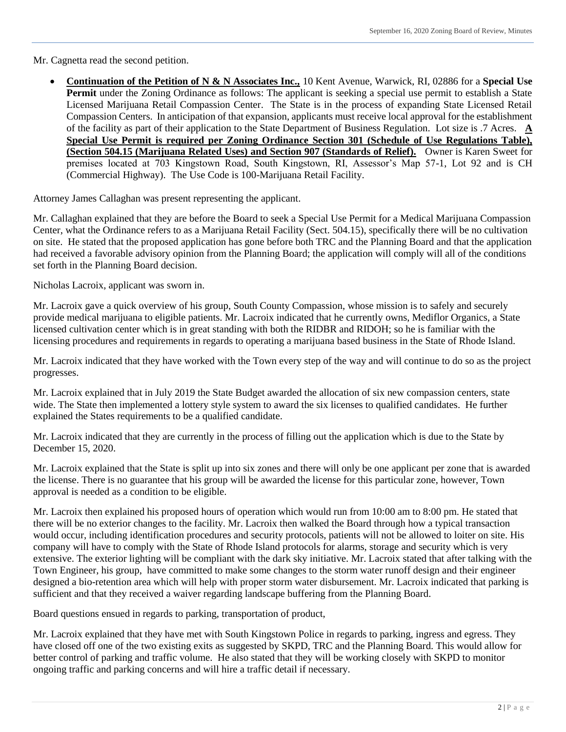Mr. Cagnetta read the second petition.

- **Continuation of the Petition of N & N Associates Inc.,** 10 Kent Avenue, Warwick, RI, 02886 for a **Special Use Permit** under the Zoning Ordinance as follows: The applicant is seeking a special use permit to establish a State Licensed Marijuana Retail Compassion Center. The State is in the process of expanding State Licensed Retail Compassion Centers. In anticipation of that expansion, applicants must receive local approval for the establishment of the facility as part of their application to the State Department of Business Regulation. Lot size is .7 Acres. **A Special Use Permit is required per Zoning Ordinance Section 301 (Schedule of Use Regulations Table), (Section 504.15 (Marijuana Related Uses) and Section 907 (Standards of Relief).** Owner is Karen Sweet for premises located at 703 Kingstown Road, South Kingstown, RI, Assessor's Map 57-1, Lot 92 and is CH (Commercial Highway). The Use Code is 100-Marijuana Retail Facility.

Attorney James Callaghan was present representing the applicant.

Mr. Callaghan explained that they are before the Board to seek a Special Use Permit for a Medical Marijuana Compassion Center, what the Ordinance refers to as a Marijuana Retail Facility (Sect. 504.15), specifically there will be no cultivation on site. He stated that the proposed application has gone before both TRC and the Planning Board and that the application had received a favorable advisory opinion from the Planning Board; the application will comply will all of the conditions set forth in the Planning Board decision.

Nicholas Lacroix, applicant was sworn in.

Mr. Lacroix gave a quick overview of his group, South County Compassion, whose mission is to safely and securely provide medical marijuana to eligible patients. Mr. Lacroix indicated that he currently owns, Mediflor Organics, a State licensed cultivation center which is in great standing with both the RIDBR and RIDOH; so he is familiar with the licensing procedures and requirements in regards to operating a marijuana based business in the State of Rhode Island.

Mr. Lacroix indicated that they have worked with the Town every step of the way and will continue to do so as the project progresses.

Mr. Lacroix explained that in July 2019 the State Budget awarded the allocation of six new compassion centers, state wide. The State then implemented a lottery style system to award the six licenses to qualified candidates. He further explained the States requirements to be a qualified candidate.

Mr. Lacroix indicated that they are currently in the process of filling out the application which is due to the State by December 15, 2020.

Mr. Lacroix explained that the State is split up into six zones and there will only be one applicant per zone that is awarded the license. There is no guarantee that his group will be awarded the license for this particular zone, however, Town approval is needed as a condition to be eligible.

Mr. Lacroix then explained his proposed hours of operation which would run from 10:00 am to 8:00 pm. He stated that there will be no exterior changes to the facility. Mr. Lacroix then walked the Board through how a typical transaction would occur, including identification procedures and security protocols, patients will not be allowed to loiter on site. His company will have to comply with the State of Rhode Island protocols for alarms, storage and security which is very extensive. The exterior lighting will be compliant with the dark sky initiative. Mr. Lacroix stated that after talking with the Town Engineer, his group, have committed to make some changes to the storm water runoff design and their engineer designed a bio-retention area which will help with proper storm water disbursement. Mr. Lacroix indicated that parking is sufficient and that they received a waiver regarding landscape buffering from the Planning Board.

Board questions ensued in regards to parking, transportation of product,

Mr. Lacroix explained that they have met with South Kingstown Police in regards to parking, ingress and egress. They have closed off one of the two existing exits as suggested by SKPD, TRC and the Planning Board. This would allow for better control of parking and traffic volume. He also stated that they will be working closely with SKPD to monitor ongoing traffic and parking concerns and will hire a traffic detail if necessary.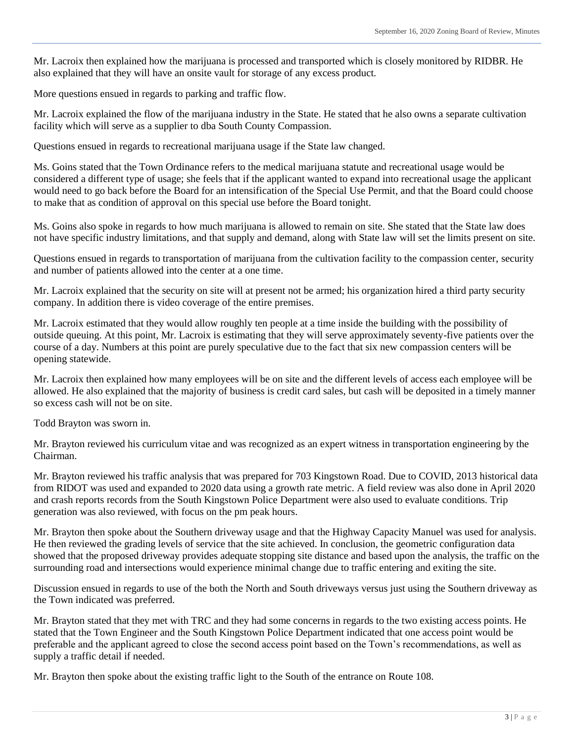Mr. Lacroix then explained how the marijuana is processed and transported which is closely monitored by RIDBR. He also explained that they will have an onsite vault for storage of any excess product.

More questions ensued in regards to parking and traffic flow.

Mr. Lacroix explained the flow of the marijuana industry in the State. He stated that he also owns a separate cultivation facility which will serve as a supplier to dba South County Compassion.

Questions ensued in regards to recreational marijuana usage if the State law changed.

Ms. Goins stated that the Town Ordinance refers to the medical marijuana statute and recreational usage would be considered a different type of usage; she feels that if the applicant wanted to expand into recreational usage the applicant would need to go back before the Board for an intensification of the Special Use Permit, and that the Board could choose to make that as condition of approval on this special use before the Board tonight.

Ms. Goins also spoke in regards to how much marijuana is allowed to remain on site. She stated that the State law does not have specific industry limitations, and that supply and demand, along with State law will set the limits present on site.

Questions ensued in regards to transportation of marijuana from the cultivation facility to the compassion center, security and number of patients allowed into the center at a one time.

Mr. Lacroix explained that the security on site will at present not be armed; his organization hired a third party security company. In addition there is video coverage of the entire premises.

Mr. Lacroix estimated that they would allow roughly ten people at a time inside the building with the possibility of outside queuing. At this point, Mr. Lacroix is estimating that they will serve approximately seventy-five patients over the course of a day. Numbers at this point are purely speculative due to the fact that six new compassion centers will be opening statewide.

Mr. Lacroix then explained how many employees will be on site and the different levels of access each employee will be allowed. He also explained that the majority of business is credit card sales, but cash will be deposited in a timely manner so excess cash will not be on site.

Todd Brayton was sworn in.

Mr. Brayton reviewed his curriculum vitae and was recognized as an expert witness in transportation engineering by the Chairman.

Mr. Brayton reviewed his traffic analysis that was prepared for 703 Kingstown Road. Due to COVID, 2013 historical data from RIDOT was used and expanded to 2020 data using a growth rate metric. A field review was also done in April 2020 and crash reports records from the South Kingstown Police Department were also used to evaluate conditions. Trip generation was also reviewed, with focus on the pm peak hours.

Mr. Brayton then spoke about the Southern driveway usage and that the Highway Capacity Manuel was used for analysis. He then reviewed the grading levels of service that the site achieved. In conclusion, the geometric configuration data showed that the proposed driveway provides adequate stopping site distance and based upon the analysis, the traffic on the surrounding road and intersections would experience minimal change due to traffic entering and exiting the site.

Discussion ensued in regards to use of the both the North and South driveways versus just using the Southern driveway as the Town indicated was preferred.

Mr. Brayton stated that they met with TRC and they had some concerns in regards to the two existing access points. He stated that the Town Engineer and the South Kingstown Police Department indicated that one access point would be preferable and the applicant agreed to close the second access point based on the Town's recommendations, as well as supply a traffic detail if needed.

Mr. Brayton then spoke about the existing traffic light to the South of the entrance on Route 108.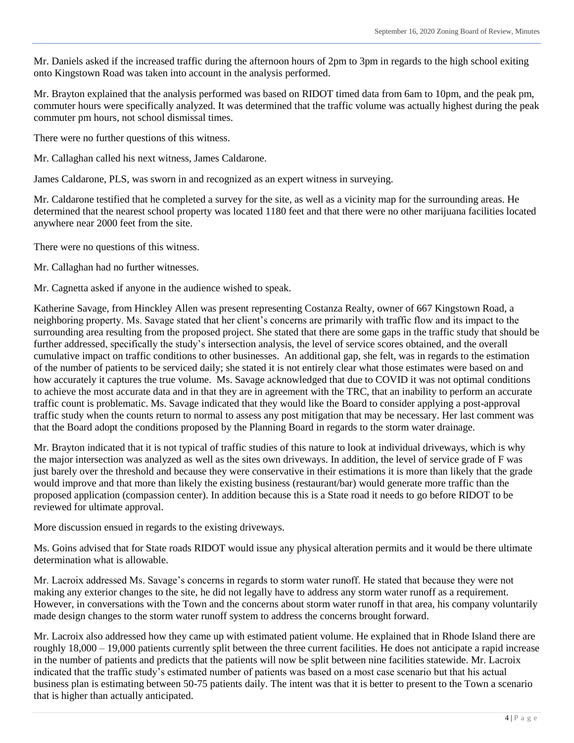Mr. Daniels asked if the increased traffic during the afternoon hours of 2pm to 3pm in regards to the high school exiting onto Kingstown Road was taken into account in the analysis performed.

Mr. Brayton explained that the analysis performed was based on RIDOT timed data from 6am to 10pm, and the peak pm, commuter hours were specifically analyzed. It was determined that the traffic volume was actually highest during the peak commuter pm hours, not school dismissal times.

There were no further questions of this witness.

Mr. Callaghan called his next witness, James Caldarone.

James Caldarone, PLS, was sworn in and recognized as an expert witness in surveying.

Mr. Caldarone testified that he completed a survey for the site, as well as a vicinity map for the surrounding areas. He determined that the nearest school property was located 1180 feet and that there were no other marijuana facilities located anywhere near 2000 feet from the site.

There were no questions of this witness.

Mr. Callaghan had no further witnesses.

Mr. Cagnetta asked if anyone in the audience wished to speak.

Katherine Savage, from Hinckley Allen was present representing Costanza Realty, owner of 667 Kingstown Road, a neighboring property. Ms. Savage stated that her client's concerns are primarily with traffic flow and its impact to the surrounding area resulting from the proposed project. She stated that there are some gaps in the traffic study that should be further addressed, specifically the study's intersection analysis, the level of service scores obtained, and the overall cumulative impact on traffic conditions to other businesses. An additional gap, she felt, was in regards to the estimation of the number of patients to be serviced daily; she stated it is not entirely clear what those estimates were based on and how accurately it captures the true volume. Ms. Savage acknowledged that due to COVID it was not optimal conditions to achieve the most accurate data and in that they are in agreement with the TRC, that an inability to perform an accurate traffic count is problematic. Ms. Savage indicated that they would like the Board to consider applying a post-approval traffic study when the counts return to normal to assess any post mitigation that may be necessary. Her last comment was that the Board adopt the conditions proposed by the Planning Board in regards to the storm water drainage.

Mr. Brayton indicated that it is not typical of traffic studies of this nature to look at individual driveways, which is why the major intersection was analyzed as well as the sites own driveways. In addition, the level of service grade of F was just barely over the threshold and because they were conservative in their estimations it is more than likely that the grade would improve and that more than likely the existing business (restaurant/bar) would generate more traffic than the proposed application (compassion center). In addition because this is a State road it needs to go before RIDOT to be reviewed for ultimate approval.

More discussion ensued in regards to the existing driveways.

Ms. Goins advised that for State roads RIDOT would issue any physical alteration permits and it would be there ultimate determination what is allowable.

Mr. Lacroix addressed Ms. Savage's concerns in regards to storm water runoff. He stated that because they were not making any exterior changes to the site, he did not legally have to address any storm water runoff as a requirement. However, in conversations with the Town and the concerns about storm water runoff in that area, his company voluntarily made design changes to the storm water runoff system to address the concerns brought forward.

Mr. Lacroix also addressed how they came up with estimated patient volume. He explained that in Rhode Island there are roughly 18,000 – 19,000 patients currently split between the three current facilities. He does not anticipate a rapid increase in the number of patients and predicts that the patients will now be split between nine facilities statewide. Mr. Lacroix indicated that the traffic study's estimated number of patients was based on a most case scenario but that his actual business plan is estimating between 50-75 patients daily. The intent was that it is better to present to the Town a scenario that is higher than actually anticipated.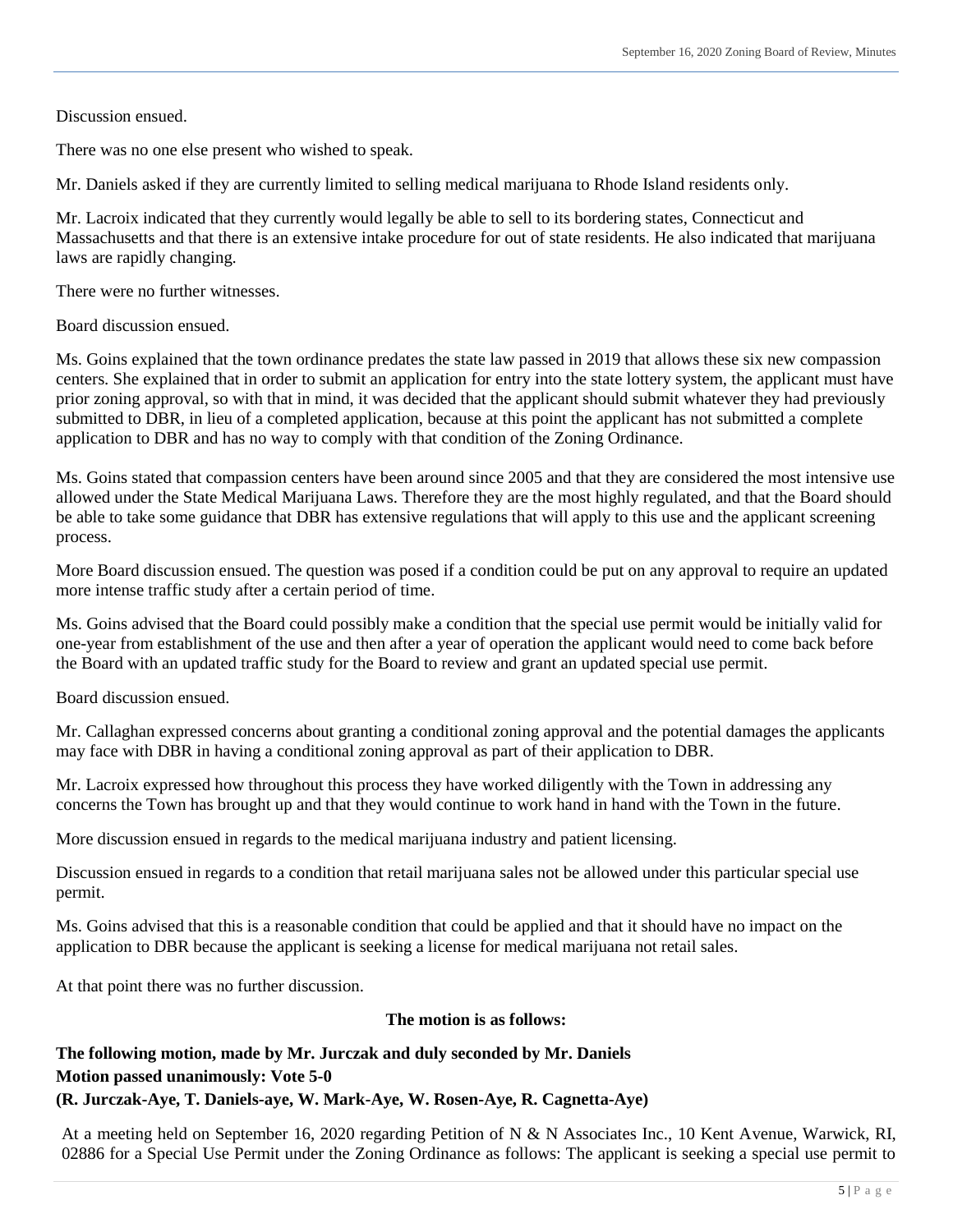Discussion ensued.

There was no one else present who wished to speak.

Mr. Daniels asked if they are currently limited to selling medical marijuana to Rhode Island residents only.

Mr. Lacroix indicated that they currently would legally be able to sell to its bordering states, Connecticut and Massachusetts and that there is an extensive intake procedure for out of state residents. He also indicated that marijuana laws are rapidly changing.

There were no further witnesses.

Board discussion ensued.

Ms. Goins explained that the town ordinance predates the state law passed in 2019 that allows these six new compassion centers. She explained that in order to submit an application for entry into the state lottery system, the applicant must have prior zoning approval, so with that in mind, it was decided that the applicant should submit whatever they had previously submitted to DBR, in lieu of a completed application, because at this point the applicant has not submitted a complete application to DBR and has no way to comply with that condition of the Zoning Ordinance.

Ms. Goins stated that compassion centers have been around since 2005 and that they are considered the most intensive use allowed under the State Medical Marijuana Laws. Therefore they are the most highly regulated, and that the Board should be able to take some guidance that DBR has extensive regulations that will apply to this use and the applicant screening process.

More Board discussion ensued. The question was posed if a condition could be put on any approval to require an updated more intense traffic study after a certain period of time.

Ms. Goins advised that the Board could possibly make a condition that the special use permit would be initially valid for one-year from establishment of the use and then after a year of operation the applicant would need to come back before the Board with an updated traffic study for the Board to review and grant an updated special use permit.

Board discussion ensued.

Mr. Callaghan expressed concerns about granting a conditional zoning approval and the potential damages the applicants may face with DBR in having a conditional zoning approval as part of their application to DBR.

Mr. Lacroix expressed how throughout this process they have worked diligently with the Town in addressing any concerns the Town has brought up and that they would continue to work hand in hand with the Town in the future.

More discussion ensued in regards to the medical marijuana industry and patient licensing.

Discussion ensued in regards to a condition that retail marijuana sales not be allowed under this particular special use permit.

Ms. Goins advised that this is a reasonable condition that could be applied and that it should have no impact on the application to DBR because the applicant is seeking a license for medical marijuana not retail sales.

At that point there was no further discussion.

**The motion is as follows:**

**The following motion, made by Mr. Jurczak and duly seconded by Mr. Daniels**
**Motion passed unanimously: Vote 5-0**
**(R. Jurczak-Aye, T. Daniels-aye, W. Mark-Aye, W. Rosen-Aye, R. Cagnetta-Aye)**

At a meeting held on September 16, 2020 regarding Petition of N & N Associates Inc., 10 Kent Avenue, Warwick, RI, 02886 for a Special Use Permit under the Zoning Ordinance as follows: The applicant is seeking a special use permit to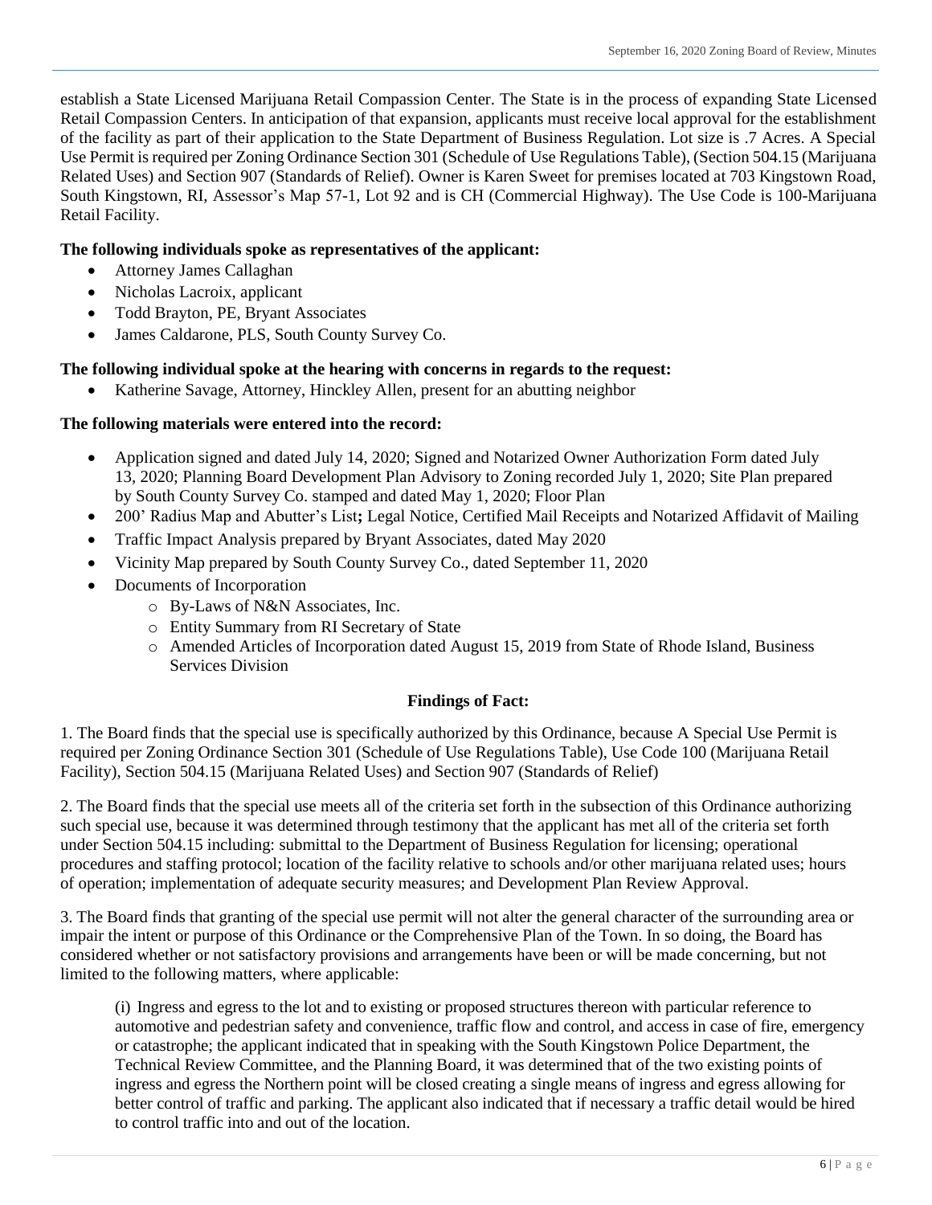establish a State Licensed Marijuana Retail Compassion Center. The State is in the process of expanding State Licensed Retail Compassion Centers. In anticipation of that expansion, applicants must receive local approval for the establishment of the facility as part of their application to the State Department of Business Regulation. Lot size is .7 Acres. A Special Use Permit is required per Zoning Ordinance Section 301 (Schedule of Use Regulations Table), (Section 504.15 (Marijuana Related Uses) and Section 907 (Standards of Relief). Owner is Karen Sweet for premises located at 703 Kingstown Road, South Kingstown, RI, Assessor's Map 57-1, Lot 92 and is CH (Commercial Highway). The Use Code is 100-Marijuana Retail Facility.

**The following individuals spoke as representatives of the applicant:**

- Attorney James Callaghan
- Nicholas Lacroix, applicant
- Todd Brayton, PE, Bryant Associates
- James Caldarone, PLS, South County Survey Co.

**The following individual spoke at the hearing with concerns in regards to the request:**

- Katherine Savage, Attorney, Hinckley Allen, present for an abutting neighbor

**The following materials were entered into the record:**

- Application signed and dated July 14, 2020; Signed and Notarized Owner Authorization Form dated July 13, 2020; Planning Board Development Plan Advisory to Zoning recorded July 1, 2020; Site Plan prepared by South County Survey Co. stamped and dated May 1, 2020; Floor Plan
- 200' Radius Map and Abutter's List**;** Legal Notice, Certified Mail Receipts and Notarized Affidavit of Mailing
- Traffic Impact Analysis prepared by Bryant Associates, dated May 2020
- Vicinity Map prepared by South County Survey Co., dated September 11, 2020
- Documents of Incorporation
  - By-Laws of N&N Associates, Inc.
  - Entity Summary from RI Secretary of State
  - Amended Articles of Incorporation dated August 15, 2019 from State of Rhode Island, Business Services Division

**Findings of Fact:**

1. The Board finds that the special use is specifically authorized by this Ordinance, because A Special Use Permit is required per Zoning Ordinance Section 301 (Schedule of Use Regulations Table), Use Code 100 (Marijuana Retail Facility), Section 504.15 (Marijuana Related Uses) and Section 907 (Standards of Relief)

2. The Board finds that the special use meets all of the criteria set forth in the subsection of this Ordinance authorizing such special use, because it was determined through testimony that the applicant has met all of the criteria set forth under Section 504.15 including: submittal to the Department of Business Regulation for licensing; operational procedures and staffing protocol; location of the facility relative to schools and/or other marijuana related uses; hours of operation; implementation of adequate security measures; and Development Plan Review Approval.

3. The Board finds that granting of the special use permit will not alter the general character of the surrounding area or impair the intent or purpose of this Ordinance or the Comprehensive Plan of the Town. In so doing, the Board has considered whether or not satisfactory provisions and arrangements have been or will be made concerning, but not limited to the following matters, where applicable:

> (i) Ingress and egress to the lot and to existing or proposed structures thereon with particular reference to automotive and pedestrian safety and convenience, traffic flow and control, and access in case of fire, emergency or catastrophe; the applicant indicated that in speaking with the South Kingstown Police Department, the Technical Review Committee, and the Planning Board, it was determined that of the two existing points of ingress and egress the Northern point will be closed creating a single means of ingress and egress allowing for better control of traffic and parking. The applicant also indicated that if necessary a traffic detail would be hired to control traffic into and out of the location.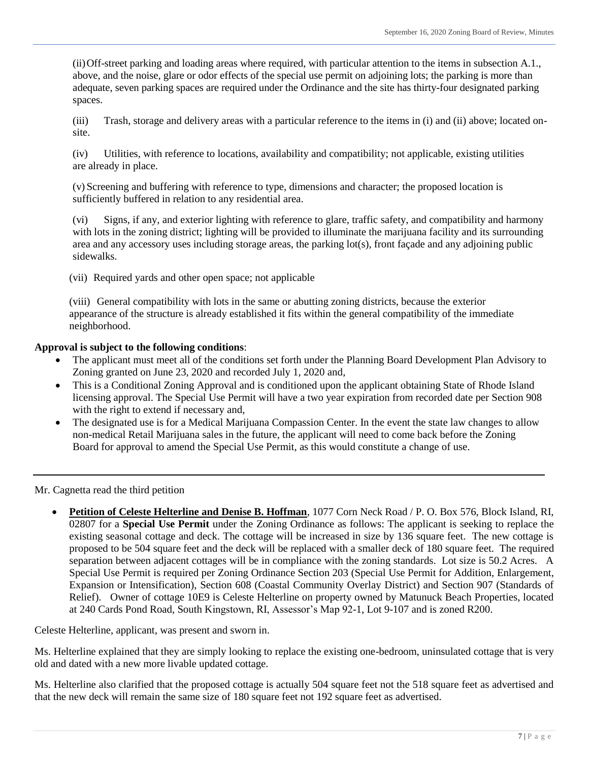(ii) Off-street parking and loading areas where required, with particular attention to the items in subsection A.1., above, and the noise, glare or odor effects of the special use permit on adjoining lots; the parking is more than adequate, seven parking spaces are required under the Ordinance and the site has thirty-four designated parking spaces.

(iii) Trash, storage and delivery areas with a particular reference to the items in (i) and (ii) above; located on-site.

(iv) Utilities, with reference to locations, availability and compatibility; not applicable, existing utilities are already in place.

(v) Screening and buffering with reference to type, dimensions and character; the proposed location is sufficiently buffered in relation to any residential area.

(vi) Signs, if any, and exterior lighting with reference to glare, traffic safety, and compatibility and harmony with lots in the zoning district; lighting will be provided to illuminate the marijuana facility and its surrounding area and any accessory uses including storage areas, the parking lot(s), front façade and any adjoining public sidewalks.

(vii) Required yards and other open space; not applicable

(viii) General compatibility with lots in the same or abutting zoning districts, because the exterior appearance of the structure is already established it fits within the general compatibility of the immediate neighborhood.

**Approval is subject to the following conditions**:

- The applicant must meet all of the conditions set forth under the Planning Board Development Plan Advisory to Zoning granted on June 23, 2020 and recorded July 1, 2020 and,
- This is a Conditional Zoning Approval and is conditioned upon the applicant obtaining State of Rhode Island licensing approval. The Special Use Permit will have a two year expiration from recorded date per Section 908 with the right to extend if necessary and,
- The designated use is for a Medical Marijuana Compassion Center. In the event the state law changes to allow non-medical Retail Marijuana sales in the future, the applicant will need to come back before the Zoning Board for approval to amend the Special Use Permit, as this would constitute a change of use.

---

Mr. Cagnetta read the third petition

- **Petition of Celeste Helterline and Denise B. Hoffman**, 1077 Corn Neck Road / P. O. Box 576, Block Island, RI, 02807 for a **Special Use Permit** under the Zoning Ordinance as follows: The applicant is seeking to replace the existing seasonal cottage and deck. The cottage will be increased in size by 136 square feet. The new cottage is proposed to be 504 square feet and the deck will be replaced with a smaller deck of 180 square feet. The required separation between adjacent cottages will be in compliance with the zoning standards. Lot size is 50.2 Acres. A Special Use Permit is required per Zoning Ordinance Section 203 (Special Use Permit for Addition, Enlargement, Expansion or Intensification), Section 608 (Coastal Community Overlay District) and Section 907 (Standards of Relief). Owner of cottage 10E9 is Celeste Helterline on property owned by Matunuck Beach Properties, located at 240 Cards Pond Road, South Kingstown, RI, Assessor's Map 92-1, Lot 9-107 and is zoned R200.

Celeste Helterline, applicant, was present and sworn in.

Ms. Helterline explained that they are simply looking to replace the existing one-bedroom, uninsulated cottage that is very old and dated with a new more livable updated cottage.

Ms. Helterline also clarified that the proposed cottage is actually 504 square feet not the 518 square feet as advertised and that the new deck will remain the same size of 180 square feet not 192 square feet as advertised.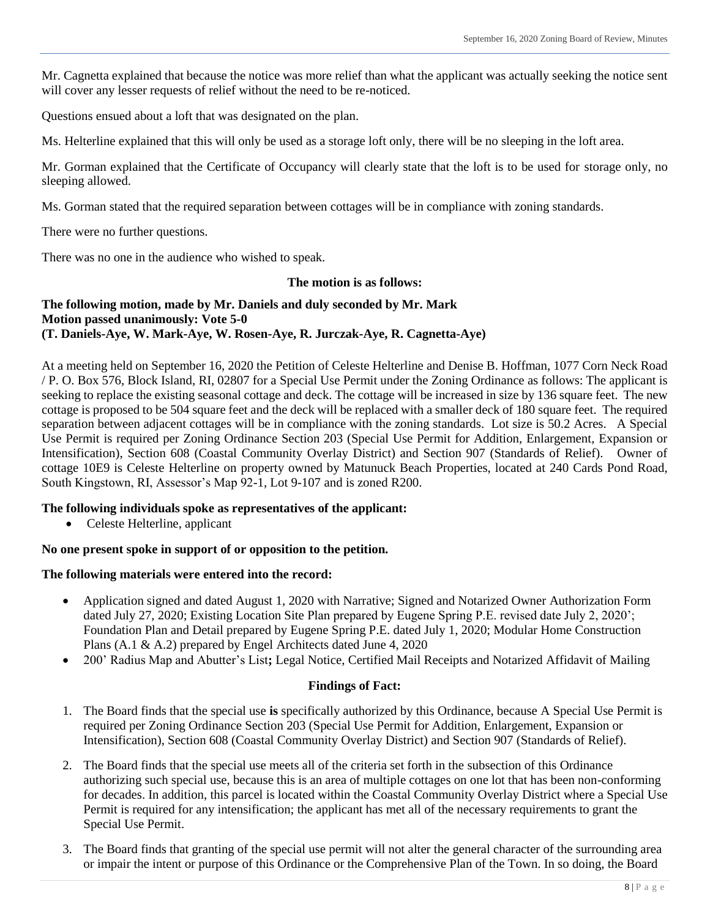Mr. Cagnetta explained that because the notice was more relief than what the applicant was actually seeking the notice sent will cover any lesser requests of relief without the need to be re-noticed.

Questions ensued about a loft that was designated on the plan.

Ms. Helterline explained that this will only be used as a storage loft only, there will be no sleeping in the loft area.

Mr. Gorman explained that the Certificate of Occupancy will clearly state that the loft is to be used for storage only, no sleeping allowed.

Ms. Gorman stated that the required separation between cottages will be in compliance with zoning standards.

There were no further questions.

There was no one in the audience who wished to speak.

**The motion is as follows:**

**The following motion, made by Mr. Daniels and duly seconded by Mr. Mark**
**Motion passed unanimously: Vote 5-0**
**(T. Daniels-Aye, W. Mark-Aye, W. Rosen-Aye, R. Jurczak-Aye, R. Cagnetta-Aye)**

At a meeting held on September 16, 2020 the Petition of Celeste Helterline and Denise B. Hoffman, 1077 Corn Neck Road / P. O. Box 576, Block Island, RI, 02807 for a Special Use Permit under the Zoning Ordinance as follows: The applicant is seeking to replace the existing seasonal cottage and deck. The cottage will be increased in size by 136 square feet. The new cottage is proposed to be 504 square feet and the deck will be replaced with a smaller deck of 180 square feet. The required separation between adjacent cottages will be in compliance with the zoning standards. Lot size is 50.2 Acres. A Special Use Permit is required per Zoning Ordinance Section 203 (Special Use Permit for Addition, Enlargement, Expansion or Intensification), Section 608 (Coastal Community Overlay District) and Section 907 (Standards of Relief). Owner of cottage 10E9 is Celeste Helterline on property owned by Matunuck Beach Properties, located at 240 Cards Pond Road, South Kingstown, RI, Assessor's Map 92-1, Lot 9-107 and is zoned R200.

**The following individuals spoke as representatives of the applicant:**

- Celeste Helterline, applicant

**No one present spoke in support of or opposition to the petition.**

**The following materials were entered into the record:**

- Application signed and dated August 1, 2020 with Narrative; Signed and Notarized Owner Authorization Form dated July 27, 2020; Existing Location Site Plan prepared by Eugene Spring P.E. revised date July 2, 2020'; Foundation Plan and Detail prepared by Eugene Spring P.E. dated July 1, 2020; Modular Home Construction Plans (A.1 & A.2) prepared by Engel Architects dated June 4, 2020
- 200' Radius Map and Abutter's List**;** Legal Notice, Certified Mail Receipts and Notarized Affidavit of Mailing

**Findings of Fact:**

1. The Board finds that the special use **is** specifically authorized by this Ordinance, because A Special Use Permit is required per Zoning Ordinance Section 203 (Special Use Permit for Addition, Enlargement, Expansion or Intensification), Section 608 (Coastal Community Overlay District) and Section 907 (Standards of Relief).
2. The Board finds that the special use meets all of the criteria set forth in the subsection of this Ordinance authorizing such special use, because this is an area of multiple cottages on one lot that has been non-conforming for decades. In addition, this parcel is located within the Coastal Community Overlay District where a Special Use Permit is required for any intensification; the applicant has met all of the necessary requirements to grant the Special Use Permit.
3. The Board finds that granting of the special use permit will not alter the general character of the surrounding area or impair the intent or purpose of this Ordinance or the Comprehensive Plan of the Town. In so doing, the Board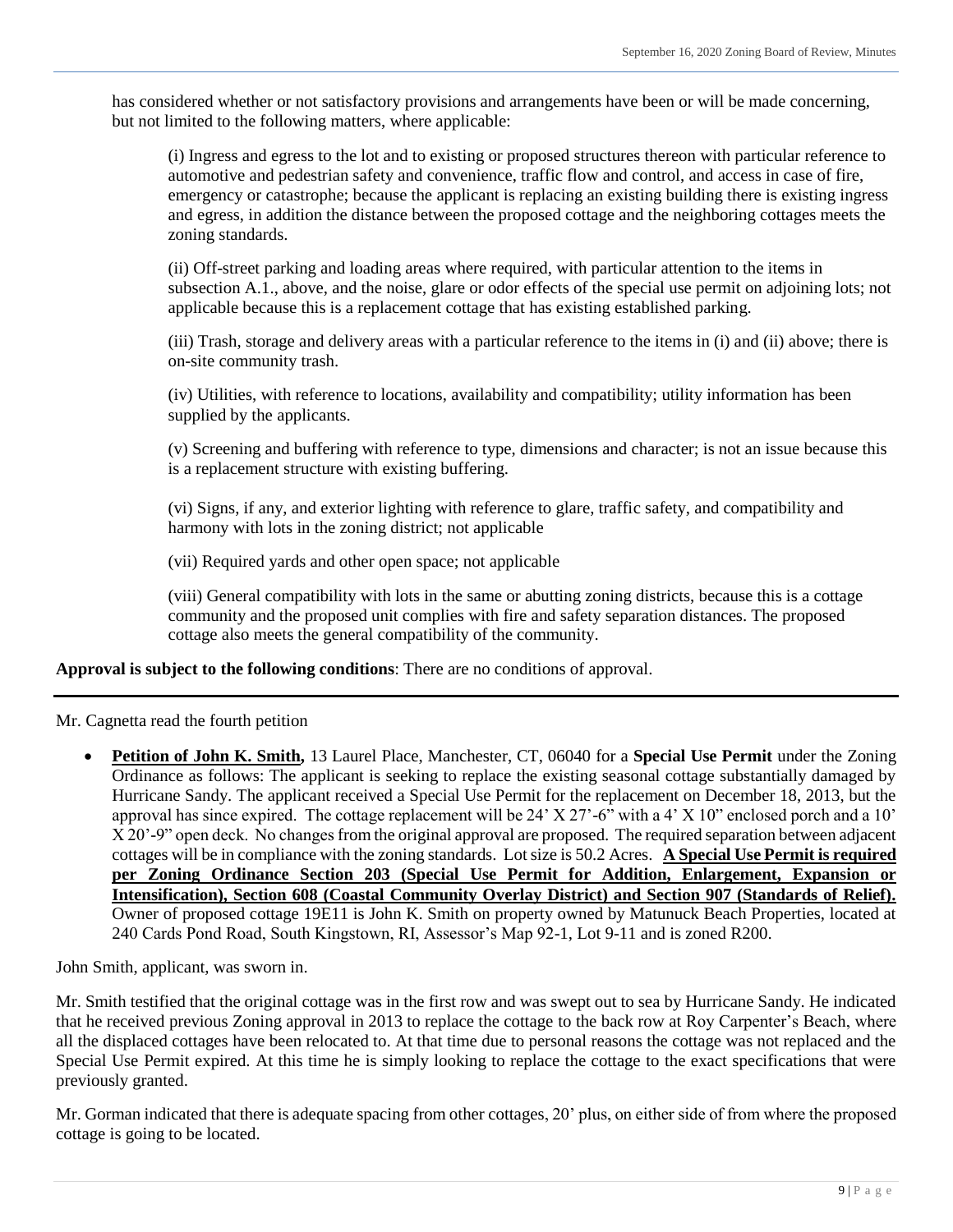has considered whether or not satisfactory provisions and arrangements have been or will be made concerning, but not limited to the following matters, where applicable:

> (i) Ingress and egress to the lot and to existing or proposed structures thereon with particular reference to automotive and pedestrian safety and convenience, traffic flow and control, and access in case of fire, emergency or catastrophe; because the applicant is replacing an existing building there is existing ingress and egress, in addition the distance between the proposed cottage and the neighboring cottages meets the zoning standards.
>
> (ii) Off-street parking and loading areas where required, with particular attention to the items in subsection A.1., above, and the noise, glare or odor effects of the special use permit on adjoining lots; not applicable because this is a replacement cottage that has existing established parking.
>
> (iii) Trash, storage and delivery areas with a particular reference to the items in (i) and (ii) above; there is on-site community trash.
>
> (iv) Utilities, with reference to locations, availability and compatibility; utility information has been supplied by the applicants.
>
> (v) Screening and buffering with reference to type, dimensions and character; is not an issue because this is a replacement structure with existing buffering.
>
> (vi) Signs, if any, and exterior lighting with reference to glare, traffic safety, and compatibility and harmony with lots in the zoning district; not applicable
>
> (vii) Required yards and other open space; not applicable
>
> (viii) General compatibility with lots in the same or abutting zoning districts, because this is a cottage community and the proposed unit complies with fire and safety separation distances. The proposed cottage also meets the general compatibility of the community.

**Approval is subject to the following conditions**: There are no conditions of approval.

---

Mr. Cagnetta read the fourth petition

- **Petition of John K. Smith,** 13 Laurel Place, Manchester, CT, 06040 for a **Special Use Permit** under the Zoning Ordinance as follows: The applicant is seeking to replace the existing seasonal cottage substantially damaged by Hurricane Sandy. The applicant received a Special Use Permit for the replacement on December 18, 2013, but the approval has since expired. The cottage replacement will be 24' X 27'-6" with a 4' X 10" enclosed porch and a 10' X 20'-9" open deck. No changes from the original approval are proposed. The required separation between adjacent cottages will be in compliance with the zoning standards. Lot size is 50.2 Acres. **A Special Use Permit is required per Zoning Ordinance Section 203 (Special Use Permit for Addition, Enlargement, Expansion or Intensification), Section 608 (Coastal Community Overlay District) and Section 907 (Standards of Relief).** Owner of proposed cottage 19E11 is John K. Smith on property owned by Matunuck Beach Properties, located at 240 Cards Pond Road, South Kingstown, RI, Assessor's Map 92-1, Lot 9-11 and is zoned R200.

John Smith, applicant, was sworn in.

Mr. Smith testified that the original cottage was in the first row and was swept out to sea by Hurricane Sandy. He indicated that he received previous Zoning approval in 2013 to replace the cottage to the back row at Roy Carpenter's Beach, where all the displaced cottages have been relocated to. At that time due to personal reasons the cottage was not replaced and the Special Use Permit expired. At this time he is simply looking to replace the cottage to the exact specifications that were previously granted.

Mr. Gorman indicated that there is adequate spacing from other cottages, 20' plus, on either side of from where the proposed cottage is going to be located.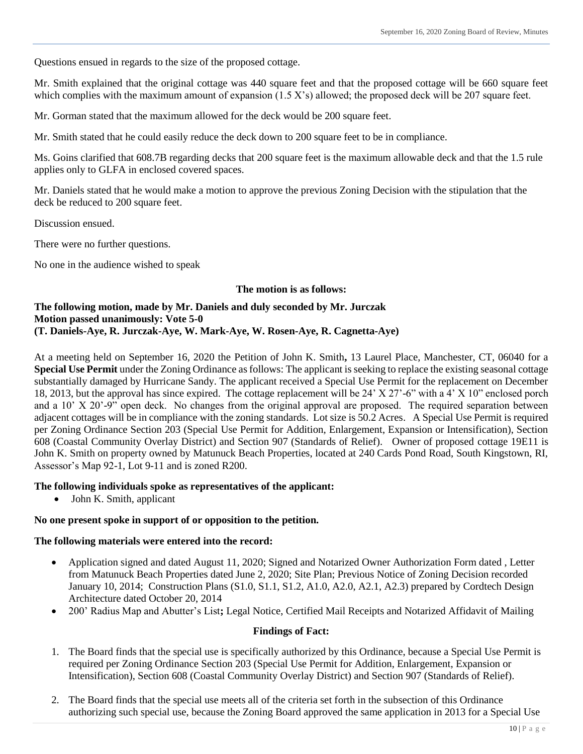Questions ensued in regards to the size of the proposed cottage.

Mr. Smith explained that the original cottage was 440 square feet and that the proposed cottage will be 660 square feet which complies with the maximum amount of expansion (1.5 X's) allowed; the proposed deck will be 207 square feet.

Mr. Gorman stated that the maximum allowed for the deck would be 200 square feet.

Mr. Smith stated that he could easily reduce the deck down to 200 square feet to be in compliance.

Ms. Goins clarified that 608.7B regarding decks that 200 square feet is the maximum allowable deck and that the 1.5 rule applies only to GLFA in enclosed covered spaces.

Mr. Daniels stated that he would make a motion to approve the previous Zoning Decision with the stipulation that the deck be reduced to 200 square feet.

Discussion ensued.

There were no further questions.

No one in the audience wished to speak

**The motion is as follows:**

**The following motion, made by Mr. Daniels and duly seconded by Mr. Jurczak**
**Motion passed unanimously: Vote 5-0**
**(T. Daniels-Aye, R. Jurczak-Aye, W. Mark-Aye, W. Rosen-Aye, R. Cagnetta-Aye)**

At a meeting held on September 16, 2020 the Petition of John K. Smith**,** 13 Laurel Place, Manchester, CT, 06040 for a **Special Use Permit** under the Zoning Ordinance as follows: The applicant is seeking to replace the existing seasonal cottage substantially damaged by Hurricane Sandy. The applicant received a Special Use Permit for the replacement on December 18, 2013, but the approval has since expired. The cottage replacement will be 24' X 27'-6" with a 4' X 10" enclosed porch and a 10' X 20'-9" open deck. No changes from the original approval are proposed. The required separation between adjacent cottages will be in compliance with the zoning standards. Lot size is 50.2 Acres. A Special Use Permit is required per Zoning Ordinance Section 203 (Special Use Permit for Addition, Enlargement, Expansion or Intensification), Section 608 (Coastal Community Overlay District) and Section 907 (Standards of Relief). Owner of proposed cottage 19E11 is John K. Smith on property owned by Matunuck Beach Properties, located at 240 Cards Pond Road, South Kingstown, RI, Assessor's Map 92-1, Lot 9-11 and is zoned R200.

**The following individuals spoke as representatives of the applicant:**

- John K. Smith, applicant

**No one present spoke in support of or opposition to the petition.**

**The following materials were entered into the record:**

- Application signed and dated August 11, 2020; Signed and Notarized Owner Authorization Form dated , Letter from Matunuck Beach Properties dated June 2, 2020; Site Plan; Previous Notice of Zoning Decision recorded January 10, 2014; Construction Plans (S1.0, S1.1, S1.2, A1.0, A2.0, A2.1, A2.3) prepared by Cordtech Design Architecture dated October 20, 2014
- 200' Radius Map and Abutter's List**;** Legal Notice, Certified Mail Receipts and Notarized Affidavit of Mailing

**Findings of Fact:**

1. The Board finds that the special use is specifically authorized by this Ordinance, because a Special Use Permit is required per Zoning Ordinance Section 203 (Special Use Permit for Addition, Enlargement, Expansion or Intensification), Section 608 (Coastal Community Overlay District) and Section 907 (Standards of Relief).

2. The Board finds that the special use meets all of the criteria set forth in the subsection of this Ordinance authorizing such special use, because the Zoning Board approved the same application in 2013 for a Special Use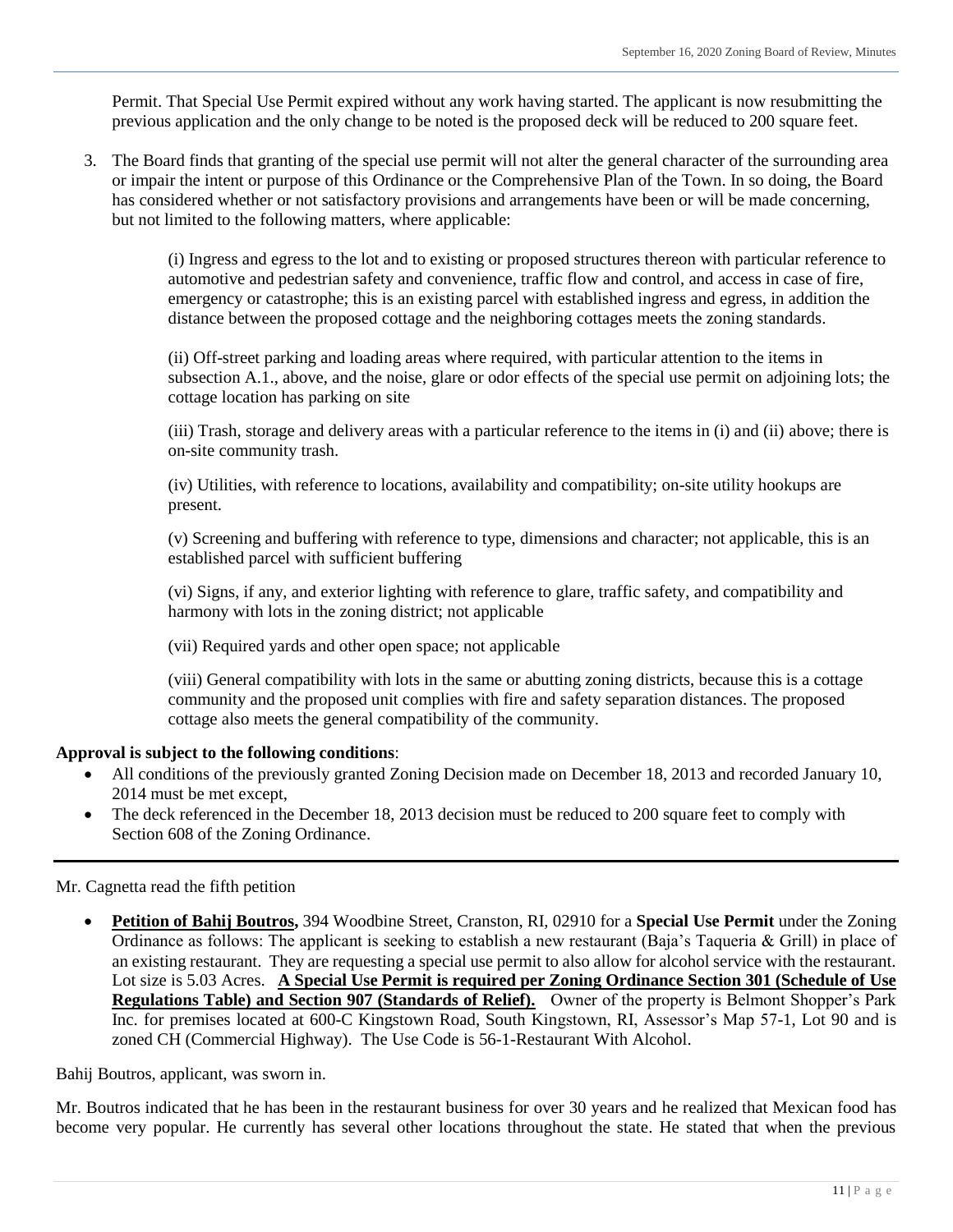Permit. That Special Use Permit expired without any work having started. The applicant is now resubmitting the previous application and the only change to be noted is the proposed deck will be reduced to 200 square feet.

3. The Board finds that granting of the special use permit will not alter the general character of the surrounding area or impair the intent or purpose of this Ordinance or the Comprehensive Plan of the Town. In so doing, the Board has considered whether or not satisfactory provisions and arrangements have been or will be made concerning, but not limited to the following matters, where applicable:

   (i) Ingress and egress to the lot and to existing or proposed structures thereon with particular reference to automotive and pedestrian safety and convenience, traffic flow and control, and access in case of fire, emergency or catastrophe; this is an existing parcel with established ingress and egress, in addition the distance between the proposed cottage and the neighboring cottages meets the zoning standards.

   (ii) Off-street parking and loading areas where required, with particular attention to the items in subsection A.1., above, and the noise, glare or odor effects of the special use permit on adjoining lots; the cottage location has parking on site

   (iii) Trash, storage and delivery areas with a particular reference to the items in (i) and (ii) above; there is on-site community trash.

   (iv) Utilities, with reference to locations, availability and compatibility; on-site utility hookups are present.

   (v) Screening and buffering with reference to type, dimensions and character; not applicable, this is an established parcel with sufficient buffering

   (vi) Signs, if any, and exterior lighting with reference to glare, traffic safety, and compatibility and harmony with lots in the zoning district; not applicable

   (vii) Required yards and other open space; not applicable

   (viii) General compatibility with lots in the same or abutting zoning districts, because this is a cottage community and the proposed unit complies with fire and safety separation distances. The proposed cottage also meets the general compatibility of the community.

**Approval is subject to the following conditions**:

- All conditions of the previously granted Zoning Decision made on December 18, 2013 and recorded January 10, 2014 must be met except,
- The deck referenced in the December 18, 2013 decision must be reduced to 200 square feet to comply with Section 608 of the Zoning Ordinance.

---

Mr. Cagnetta read the fifth petition

- **Petition of Bahij Boutros,** 394 Woodbine Street, Cranston, RI, 02910 for a **Special Use Permit** under the Zoning Ordinance as follows: The applicant is seeking to establish a new restaurant (Baja's Taqueria & Grill) in place of an existing restaurant. They are requesting a special use permit to also allow for alcohol service with the restaurant. Lot size is 5.03 Acres. **A Special Use Permit is required per Zoning Ordinance Section 301 (Schedule of Use Regulations Table) and Section 907 (Standards of Relief).** Owner of the property is Belmont Shopper's Park Inc. for premises located at 600-C Kingstown Road, South Kingstown, RI, Assessor's Map 57-1, Lot 90 and is zoned CH (Commercial Highway). The Use Code is 56-1-Restaurant With Alcohol.

Bahij Boutros, applicant, was sworn in.

Mr. Boutros indicated that he has been in the restaurant business for over 30 years and he realized that Mexican food has become very popular. He currently has several other locations throughout the state. He stated that when the previous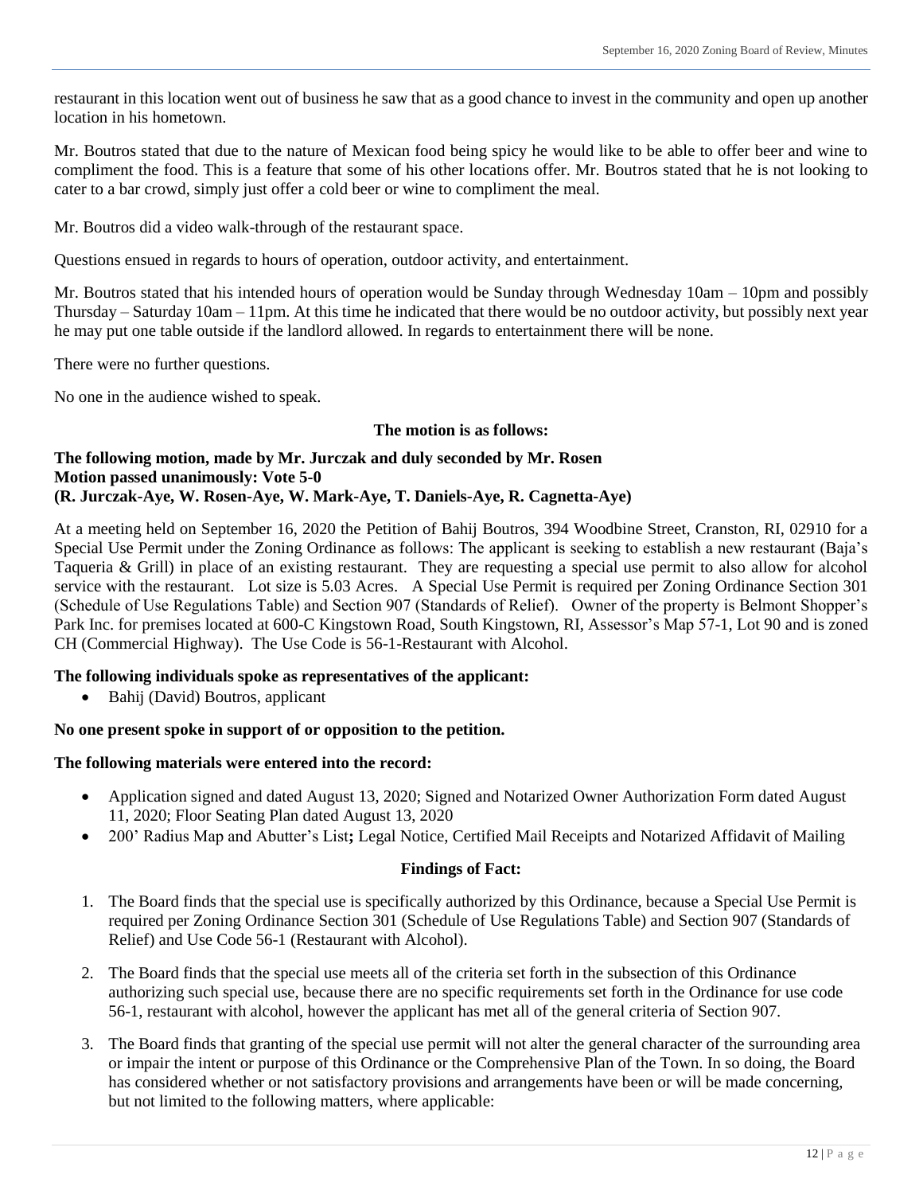restaurant in this location went out of business he saw that as a good chance to invest in the community and open up another location in his hometown.

Mr. Boutros stated that due to the nature of Mexican food being spicy he would like to be able to offer beer and wine to compliment the food. This is a feature that some of his other locations offer. Mr. Boutros stated that he is not looking to cater to a bar crowd, simply just offer a cold beer or wine to compliment the meal.

Mr. Boutros did a video walk-through of the restaurant space.

Questions ensued in regards to hours of operation, outdoor activity, and entertainment.

Mr. Boutros stated that his intended hours of operation would be Sunday through Wednesday 10am – 10pm and possibly Thursday – Saturday 10am – 11pm. At this time he indicated that there would be no outdoor activity, but possibly next year he may put one table outside if the landlord allowed. In regards to entertainment there will be none.

There were no further questions.

No one in the audience wished to speak.

**The motion is as follows:**

**The following motion, made by Mr. Jurczak and duly seconded by Mr. Rosen**
**Motion passed unanimously: Vote 5-0**
**(R. Jurczak-Aye, W. Rosen-Aye, W. Mark-Aye, T. Daniels-Aye, R. Cagnetta-Aye)**

At a meeting held on September 16, 2020 the Petition of Bahij Boutros, 394 Woodbine Street, Cranston, RI, 02910 for a Special Use Permit under the Zoning Ordinance as follows: The applicant is seeking to establish a new restaurant (Baja's Taqueria & Grill) in place of an existing restaurant. They are requesting a special use permit to also allow for alcohol service with the restaurant. Lot size is 5.03 Acres. A Special Use Permit is required per Zoning Ordinance Section 301 (Schedule of Use Regulations Table) and Section 907 (Standards of Relief). Owner of the property is Belmont Shopper's Park Inc. for premises located at 600-C Kingstown Road, South Kingstown, RI, Assessor's Map 57-1, Lot 90 and is zoned CH (Commercial Highway). The Use Code is 56-1-Restaurant with Alcohol.

**The following individuals spoke as representatives of the applicant:**

- Bahij (David) Boutros, applicant

**No one present spoke in support of or opposition to the petition.**

**The following materials were entered into the record:**

- Application signed and dated August 13, 2020; Signed and Notarized Owner Authorization Form dated August 11, 2020; Floor Seating Plan dated August 13, 2020
- 200' Radius Map and Abutter's List**;** Legal Notice, Certified Mail Receipts and Notarized Affidavit of Mailing

**Findings of Fact:**

1. The Board finds that the special use is specifically authorized by this Ordinance, because a Special Use Permit is required per Zoning Ordinance Section 301 (Schedule of Use Regulations Table) and Section 907 (Standards of Relief) and Use Code 56-1 (Restaurant with Alcohol).
2. The Board finds that the special use meets all of the criteria set forth in the subsection of this Ordinance authorizing such special use, because there are no specific requirements set forth in the Ordinance for use code 56-1, restaurant with alcohol, however the applicant has met all of the general criteria of Section 907.
3. The Board finds that granting of the special use permit will not alter the general character of the surrounding area or impair the intent or purpose of this Ordinance or the Comprehensive Plan of the Town. In so doing, the Board has considered whether or not satisfactory provisions and arrangements have been or will be made concerning, but not limited to the following matters, where applicable: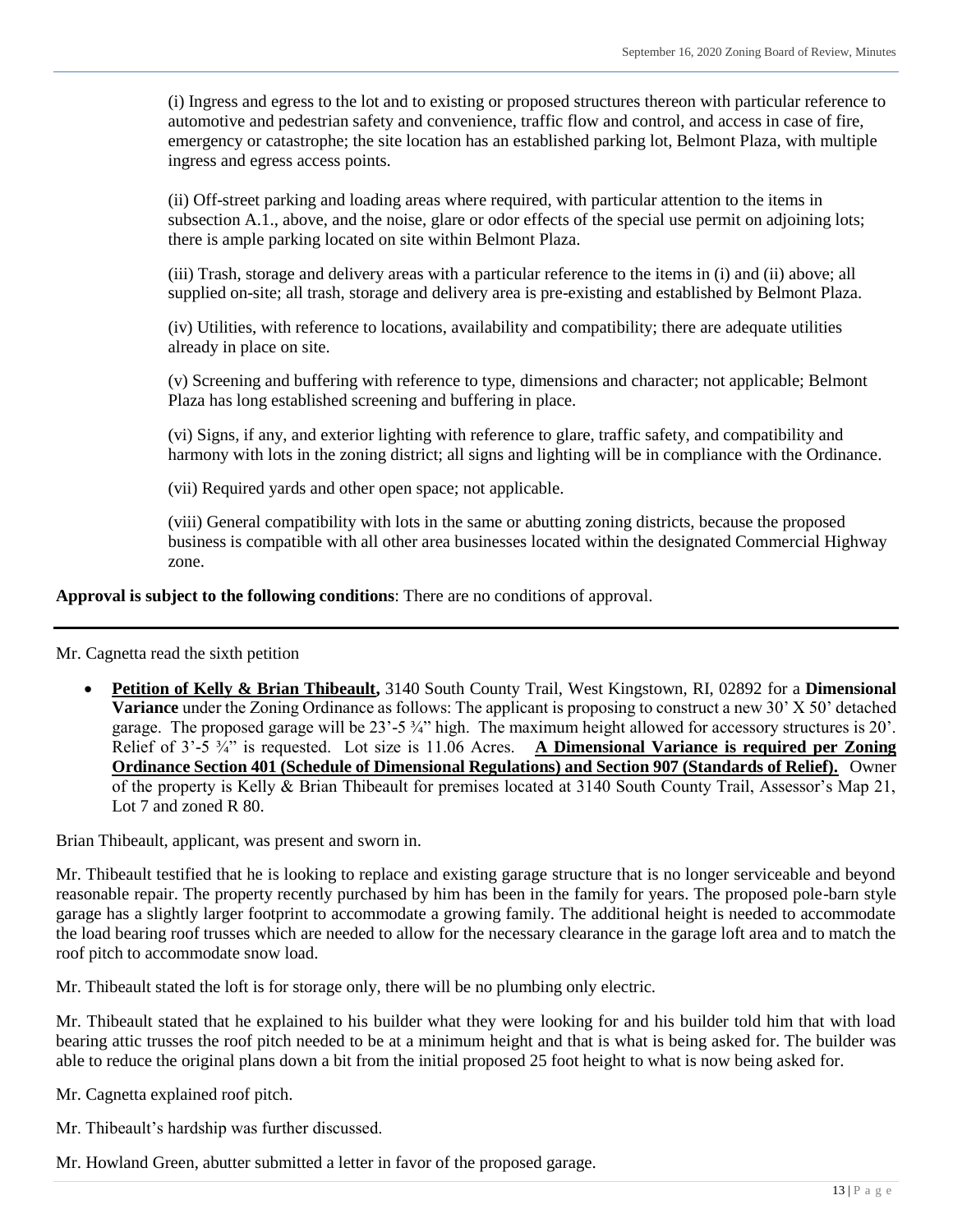(i) Ingress and egress to the lot and to existing or proposed structures thereon with particular reference to automotive and pedestrian safety and convenience, traffic flow and control, and access in case of fire, emergency or catastrophe; the site location has an established parking lot, Belmont Plaza, with multiple ingress and egress access points.

(ii) Off-street parking and loading areas where required, with particular attention to the items in subsection A.1., above, and the noise, glare or odor effects of the special use permit on adjoining lots; there is ample parking located on site within Belmont Plaza.

(iii) Trash, storage and delivery areas with a particular reference to the items in (i) and (ii) above; all supplied on-site; all trash, storage and delivery area is pre-existing and established by Belmont Plaza.

(iv) Utilities, with reference to locations, availability and compatibility; there are adequate utilities already in place on site.

(v) Screening and buffering with reference to type, dimensions and character; not applicable; Belmont Plaza has long established screening and buffering in place.

(vi) Signs, if any, and exterior lighting with reference to glare, traffic safety, and compatibility and harmony with lots in the zoning district; all signs and lighting will be in compliance with the Ordinance.

(vii) Required yards and other open space; not applicable.

(viii) General compatibility with lots in the same or abutting zoning districts, because the proposed business is compatible with all other area businesses located within the designated Commercial Highway zone.

**Approval is subject to the following conditions**: There are no conditions of approval.

---

Mr. Cagnetta read the sixth petition

- **Petition of Kelly & Brian Thibeault,** 3140 South County Trail, West Kingstown, RI, 02892 for a **Dimensional Variance** under the Zoning Ordinance as follows: The applicant is proposing to construct a new 30' X 50' detached garage. The proposed garage will be 23'-5 ¾" high. The maximum height allowed for accessory structures is 20'. Relief of 3'-5 ¾" is requested. Lot size is 11.06 Acres. **A Dimensional Variance is required per Zoning Ordinance Section 401 (Schedule of Dimensional Regulations) and Section 907 (Standards of Relief).** Owner of the property is Kelly & Brian Thibeault for premises located at 3140 South County Trail, Assessor's Map 21, Lot 7 and zoned R 80.

Brian Thibeault, applicant, was present and sworn in.

Mr. Thibeault testified that he is looking to replace and existing garage structure that is no longer serviceable and beyond reasonable repair. The property recently purchased by him has been in the family for years. The proposed pole-barn style garage has a slightly larger footprint to accommodate a growing family. The additional height is needed to accommodate the load bearing roof trusses which are needed to allow for the necessary clearance in the garage loft area and to match the roof pitch to accommodate snow load.

Mr. Thibeault stated the loft is for storage only, there will be no plumbing only electric.

Mr. Thibeault stated that he explained to his builder what they were looking for and his builder told him that with load bearing attic trusses the roof pitch needed to be at a minimum height and that is what is being asked for. The builder was able to reduce the original plans down a bit from the initial proposed 25 foot height to what is now being asked for.

Mr. Cagnetta explained roof pitch.

Mr. Thibeault's hardship was further discussed.

Mr. Howland Green, abutter submitted a letter in favor of the proposed garage.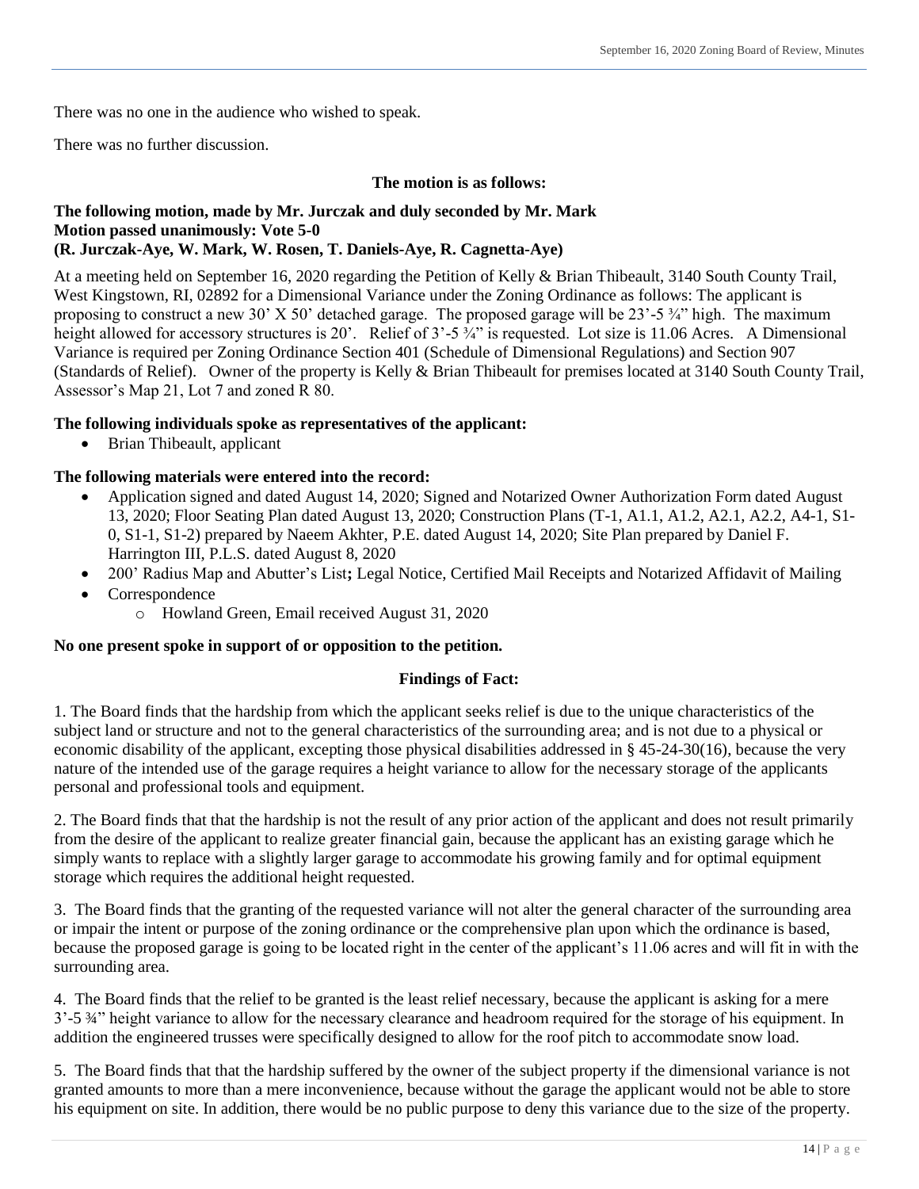There was no one in the audience who wished to speak.

There was no further discussion.

**The motion is as follows:**

**The following motion, made by Mr. Jurczak and duly seconded by Mr. Mark**
**Motion passed unanimously: Vote 5-0**
**(R. Jurczak-Aye, W. Mark, W. Rosen, T. Daniels-Aye, R. Cagnetta-Aye)**

At a meeting held on September 16, 2020 regarding the Petition of Kelly & Brian Thibeault, 3140 South County Trail, West Kingstown, RI, 02892 for a Dimensional Variance under the Zoning Ordinance as follows: The applicant is proposing to construct a new 30' X 50' detached garage. The proposed garage will be 23'-5 ¾" high. The maximum height allowed for accessory structures is 20'. Relief of 3'-5 ¾" is requested. Lot size is 11.06 Acres. A Dimensional Variance is required per Zoning Ordinance Section 401 (Schedule of Dimensional Regulations) and Section 907 (Standards of Relief). Owner of the property is Kelly & Brian Thibeault for premises located at 3140 South County Trail, Assessor's Map 21, Lot 7 and zoned R 80.

**The following individuals spoke as representatives of the applicant:**

- Brian Thibeault, applicant

**The following materials were entered into the record:**

- Application signed and dated August 14, 2020; Signed and Notarized Owner Authorization Form dated August 13, 2020; Floor Seating Plan dated August 13, 2020; Construction Plans (T-1, A1.1, A1.2, A2.1, A2.2, A4-1, S1-0, S1-1, S1-2) prepared by Naeem Akhter, P.E. dated August 14, 2020; Site Plan prepared by Daniel F. Harrington III, P.L.S. dated August 8, 2020
- 200' Radius Map and Abutter's List**;** Legal Notice, Certified Mail Receipts and Notarized Affidavit of Mailing
- Correspondence
  - Howland Green, Email received August 31, 2020

**No one present spoke in support of or opposition to the petition.**

**Findings of Fact:**

1. The Board finds that the hardship from which the applicant seeks relief is due to the unique characteristics of the subject land or structure and not to the general characteristics of the surrounding area; and is not due to a physical or economic disability of the applicant, excepting those physical disabilities addressed in § 45-24-30(16), because the very nature of the intended use of the garage requires a height variance to allow for the necessary storage of the applicants personal and professional tools and equipment.

2. The Board finds that that the hardship is not the result of any prior action of the applicant and does not result primarily from the desire of the applicant to realize greater financial gain, because the applicant has an existing garage which he simply wants to replace with a slightly larger garage to accommodate his growing family and for optimal equipment storage which requires the additional height requested.

3. The Board finds that the granting of the requested variance will not alter the general character of the surrounding area or impair the intent or purpose of the zoning ordinance or the comprehensive plan upon which the ordinance is based, because the proposed garage is going to be located right in the center of the applicant's 11.06 acres and will fit in with the surrounding area.

4. The Board finds that the relief to be granted is the least relief necessary, because the applicant is asking for a mere 3'-5 ¾" height variance to allow for the necessary clearance and headroom required for the storage of his equipment. In addition the engineered trusses were specifically designed to allow for the roof pitch to accommodate snow load.

5. The Board finds that that the hardship suffered by the owner of the subject property if the dimensional variance is not granted amounts to more than a mere inconvenience, because without the garage the applicant would not be able to store his equipment on site. In addition, there would be no public purpose to deny this variance due to the size of the property.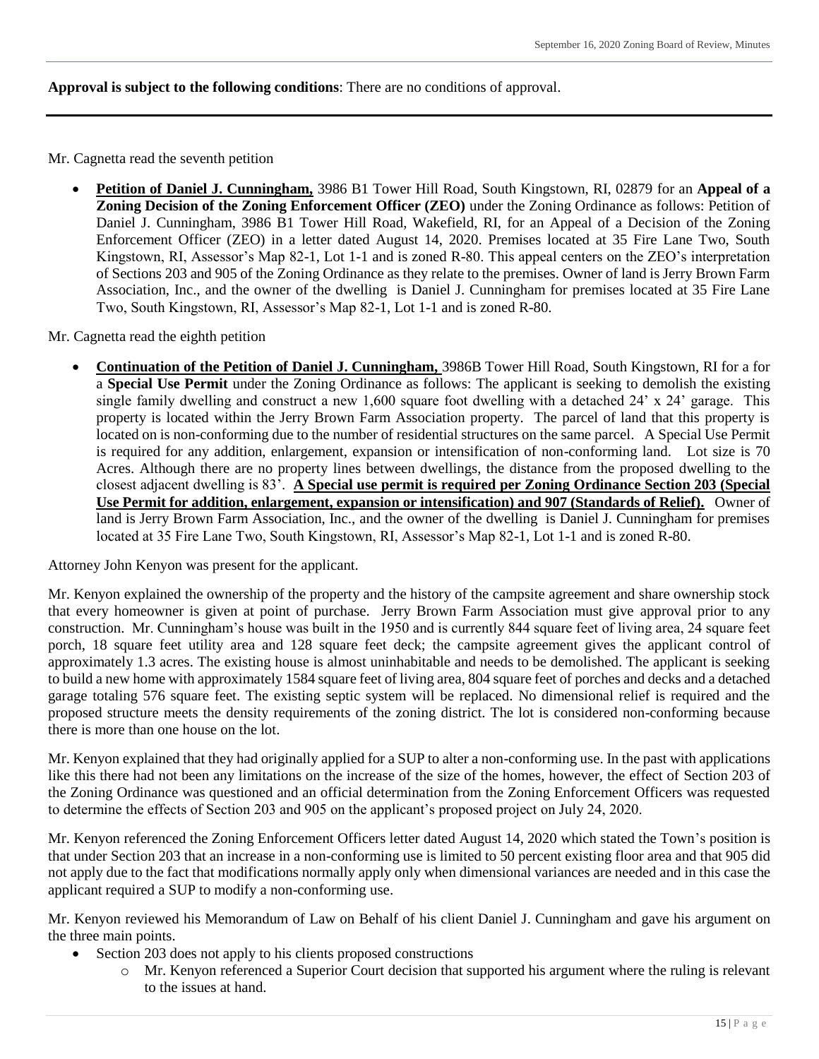**Approval is subject to the following conditions**: There are no conditions of approval.

---

Mr. Cagnetta read the seventh petition

- **Petition of Daniel J. Cunningham,** 3986 B1 Tower Hill Road, South Kingstown, RI, 02879 for an **Appeal of a Zoning Decision of the Zoning Enforcement Officer (ZEO)** under the Zoning Ordinance as follows: Petition of Daniel J. Cunningham, 3986 B1 Tower Hill Road, Wakefield, RI, for an Appeal of a Decision of the Zoning Enforcement Officer (ZEO) in a letter dated August 14, 2020. Premises located at 35 Fire Lane Two, South Kingstown, RI, Assessor's Map 82-1, Lot 1-1 and is zoned R-80. This appeal centers on the ZEO's interpretation of Sections 203 and 905 of the Zoning Ordinance as they relate to the premises. Owner of land is Jerry Brown Farm Association, Inc., and the owner of the dwelling is Daniel J. Cunningham for premises located at 35 Fire Lane Two, South Kingstown, RI, Assessor's Map 82-1, Lot 1-1 and is zoned R-80.

Mr. Cagnetta read the eighth petition

- **Continuation of the Petition of Daniel J. Cunningham,** 3986B Tower Hill Road, South Kingstown, RI for a for a **Special Use Permit** under the Zoning Ordinance as follows: The applicant is seeking to demolish the existing single family dwelling and construct a new 1,600 square foot dwelling with a detached 24' x 24' garage. This property is located within the Jerry Brown Farm Association property. The parcel of land that this property is located on is non-conforming due to the number of residential structures on the same parcel. A Special Use Permit is required for any addition, enlargement, expansion or intensification of non-conforming land. Lot size is 70 Acres. Although there are no property lines between dwellings, the distance from the proposed dwelling to the closest adjacent dwelling is 83'. **A Special use permit is required per Zoning Ordinance Section 203 (Special Use Permit for addition, enlargement, expansion or intensification) and 907 (Standards of Relief).** Owner of land is Jerry Brown Farm Association, Inc., and the owner of the dwelling is Daniel J. Cunningham for premises located at 35 Fire Lane Two, South Kingstown, RI, Assessor's Map 82-1, Lot 1-1 and is zoned R-80.

Attorney John Kenyon was present for the applicant.

Mr. Kenyon explained the ownership of the property and the history of the campsite agreement and share ownership stock that every homeowner is given at point of purchase. Jerry Brown Farm Association must give approval prior to any construction. Mr. Cunningham's house was built in the 1950 and is currently 844 square feet of living area, 24 square feet porch, 18 square feet utility area and 128 square feet deck; the campsite agreement gives the applicant control of approximately 1.3 acres. The existing house is almost uninhabitable and needs to be demolished. The applicant is seeking to build a new home with approximately 1584 square feet of living area, 804 square feet of porches and decks and a detached garage totaling 576 square feet. The existing septic system will be replaced. No dimensional relief is required and the proposed structure meets the density requirements of the zoning district. The lot is considered non-conforming because there is more than one house on the lot.

Mr. Kenyon explained that they had originally applied for a SUP to alter a non-conforming use. In the past with applications like this there had not been any limitations on the increase of the size of the homes, however, the effect of Section 203 of the Zoning Ordinance was questioned and an official determination from the Zoning Enforcement Officers was requested to determine the effects of Section 203 and 905 on the applicant's proposed project on July 24, 2020.

Mr. Kenyon referenced the Zoning Enforcement Officers letter dated August 14, 2020 which stated the Town's position is that under Section 203 that an increase in a non-conforming use is limited to 50 percent existing floor area and that 905 did not apply due to the fact that modifications normally apply only when dimensional variances are needed and in this case the applicant required a SUP to modify a non-conforming use.

Mr. Kenyon reviewed his Memorandum of Law on Behalf of his client Daniel J. Cunningham and gave his argument on the three main points.

- Section 203 does not apply to his clients proposed constructions
  - Mr. Kenyon referenced a Superior Court decision that supported his argument where the ruling is relevant to the issues at hand.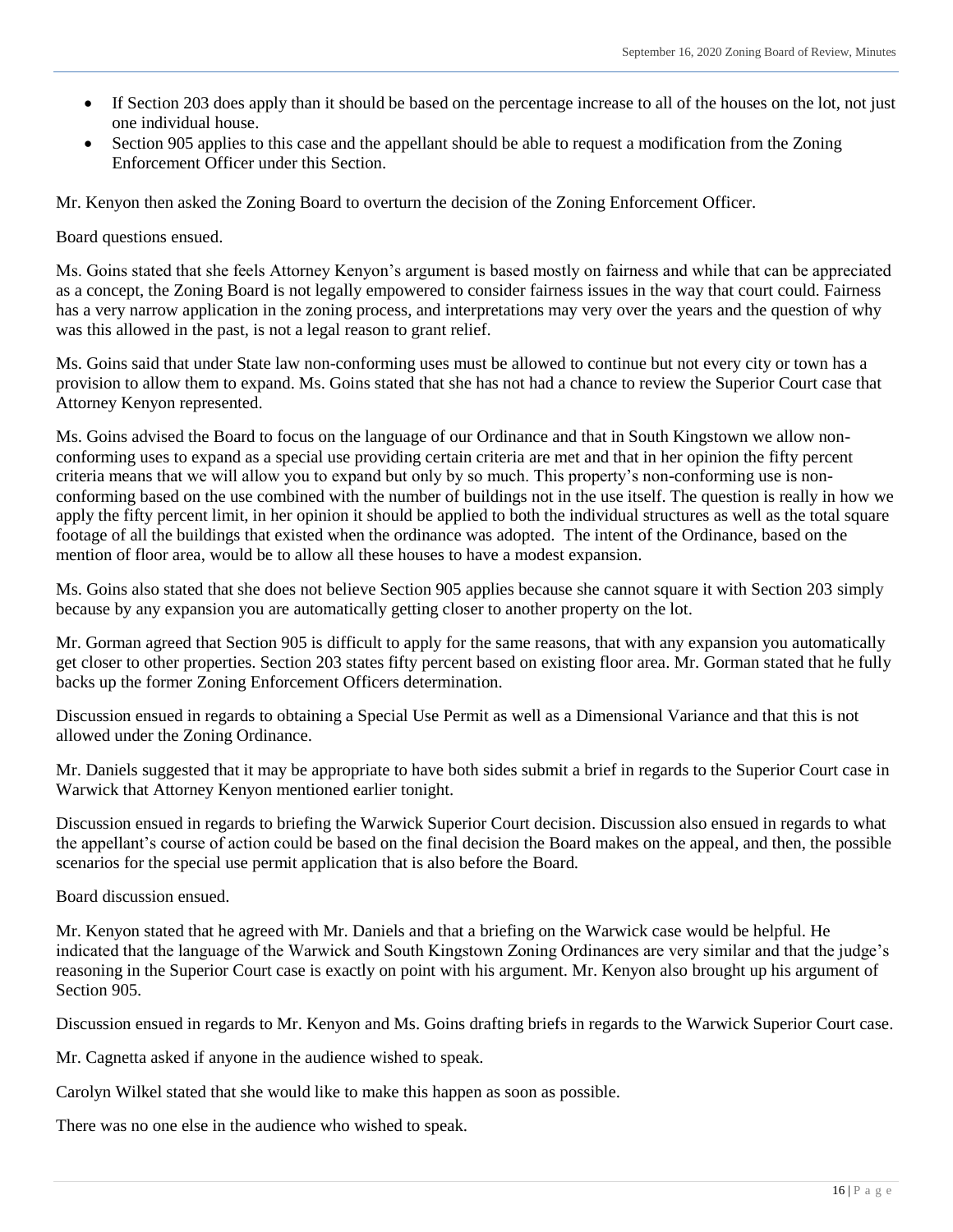- If Section 203 does apply than it should be based on the percentage increase to all of the houses on the lot, not just one individual house.
- Section 905 applies to this case and the appellant should be able to request a modification from the Zoning Enforcement Officer under this Section.

Mr. Kenyon then asked the Zoning Board to overturn the decision of the Zoning Enforcement Officer.

Board questions ensued.

Ms. Goins stated that she feels Attorney Kenyon's argument is based mostly on fairness and while that can be appreciated as a concept, the Zoning Board is not legally empowered to consider fairness issues in the way that court could. Fairness has a very narrow application in the zoning process, and interpretations may very over the years and the question of why was this allowed in the past, is not a legal reason to grant relief.

Ms. Goins said that under State law non-conforming uses must be allowed to continue but not every city or town has a provision to allow them to expand. Ms. Goins stated that she has not had a chance to review the Superior Court case that Attorney Kenyon represented.

Ms. Goins advised the Board to focus on the language of our Ordinance and that in South Kingstown we allow non-conforming uses to expand as a special use providing certain criteria are met and that in her opinion the fifty percent criteria means that we will allow you to expand but only by so much. This property's non-conforming use is non-conforming based on the use combined with the number of buildings not in the use itself. The question is really in how we apply the fifty percent limit, in her opinion it should be applied to both the individual structures as well as the total square footage of all the buildings that existed when the ordinance was adopted. The intent of the Ordinance, based on the mention of floor area, would be to allow all these houses to have a modest expansion.

Ms. Goins also stated that she does not believe Section 905 applies because she cannot square it with Section 203 simply because by any expansion you are automatically getting closer to another property on the lot.

Mr. Gorman agreed that Section 905 is difficult to apply for the same reasons, that with any expansion you automatically get closer to other properties. Section 203 states fifty percent based on existing floor area. Mr. Gorman stated that he fully backs up the former Zoning Enforcement Officers determination.

Discussion ensued in regards to obtaining a Special Use Permit as well as a Dimensional Variance and that this is not allowed under the Zoning Ordinance.

Mr. Daniels suggested that it may be appropriate to have both sides submit a brief in regards to the Superior Court case in Warwick that Attorney Kenyon mentioned earlier tonight.

Discussion ensued in regards to briefing the Warwick Superior Court decision. Discussion also ensued in regards to what the appellant's course of action could be based on the final decision the Board makes on the appeal, and then, the possible scenarios for the special use permit application that is also before the Board.

Board discussion ensued.

Mr. Kenyon stated that he agreed with Mr. Daniels and that a briefing on the Warwick case would be helpful. He indicated that the language of the Warwick and South Kingstown Zoning Ordinances are very similar and that the judge's reasoning in the Superior Court case is exactly on point with his argument. Mr. Kenyon also brought up his argument of Section 905.

Discussion ensued in regards to Mr. Kenyon and Ms. Goins drafting briefs in regards to the Warwick Superior Court case.

Mr. Cagnetta asked if anyone in the audience wished to speak.

Carolyn Wilkel stated that she would like to make this happen as soon as possible.

There was no one else in the audience who wished to speak.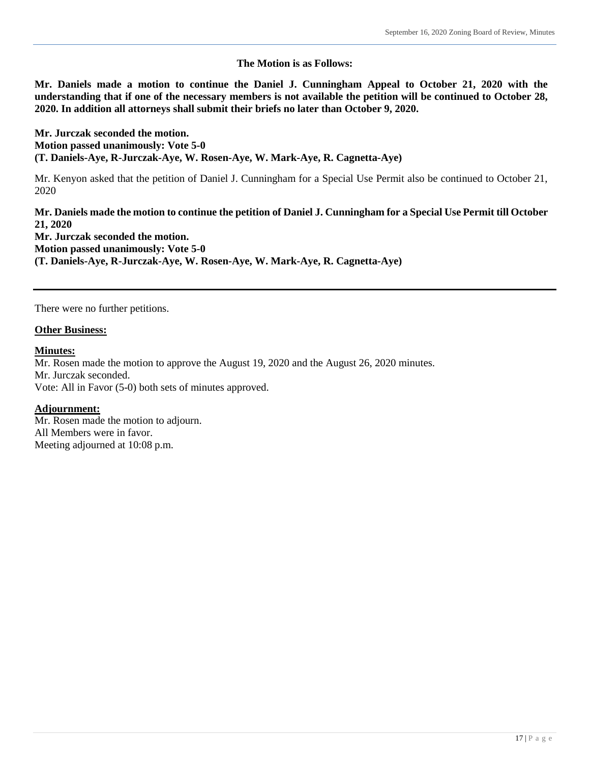**The Motion is as Follows:**

**Mr. Daniels made a motion to continue the Daniel J. Cunningham Appeal to October 21, 2020 with the understanding that if one of the necessary members is not available the petition will be continued to October 28, 2020. In addition all attorneys shall submit their briefs no later than October 9, 2020.**

**Mr. Jurczak seconded the motion.**
**Motion passed unanimously: Vote 5-0**
**(T. Daniels-Aye, R-Jurczak-Aye, W. Rosen-Aye, W. Mark-Aye, R. Cagnetta-Aye)**

Mr. Kenyon asked that the petition of Daniel J. Cunningham for a Special Use Permit also be continued to October 21, 2020

**Mr. Daniels made the motion to continue the petition of Daniel J. Cunningham for a Special Use Permit till October 21, 2020**
**Mr. Jurczak seconded the motion.**
**Motion passed unanimously: Vote 5-0**
**(T. Daniels-Aye, R-Jurczak-Aye, W. Rosen-Aye, W. Mark-Aye, R. Cagnetta-Aye)**

---

There were no further petitions.

**Other Business:**

**Minutes:**
Mr. Rosen made the motion to approve the August 19, 2020 and the August 26, 2020 minutes.
Mr. Jurczak seconded.
Vote: All in Favor (5-0) both sets of minutes approved.

**Adjournment:**
Mr. Rosen made the motion to adjourn.
All Members were in favor.
Meeting adjourned at 10:08 p.m.